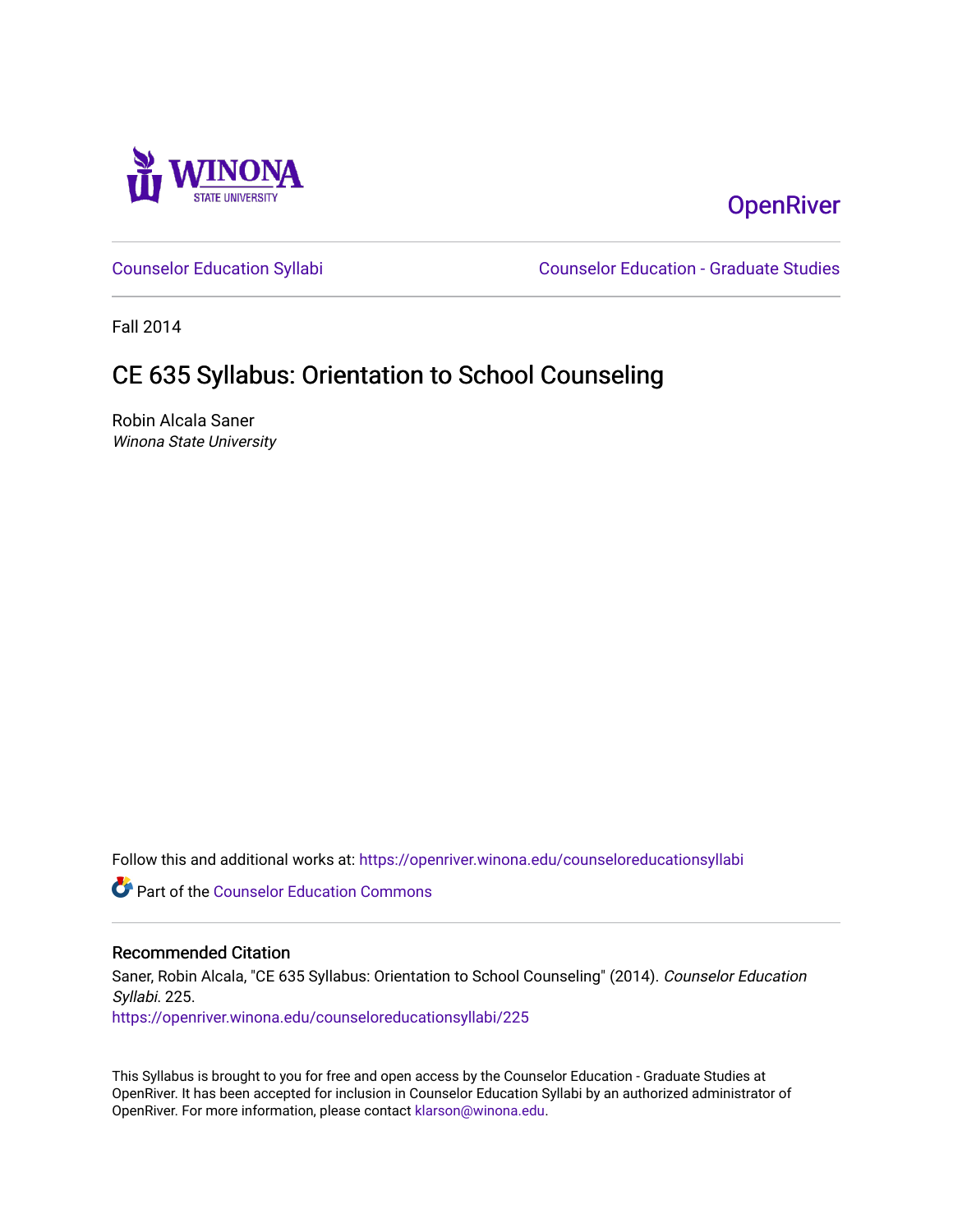OpenRiver

Counselor Education Syllabi | Counselor Education - Graduate Studies

Fall 2014

# CE 635 Syllabus: Orientation to School Counseling

Robin Alcala Saner
*Winona State University*

Follow this and additional works at: https://openriver.winona.edu/counseloreducationsyllabi

Part of the Counselor Education Commons

## Recommended Citation

Saner, Robin Alcala, "CE 635 Syllabus: Orientation to School Counseling" (2014). *Counselor Education Syllabi*. 225.
https://openriver.winona.edu/counseloreducationsyllabi/225

This Syllabus is brought to you for free and open access by the Counselor Education - Graduate Studies at OpenRiver. It has been accepted for inclusion in Counselor Education Syllabi by an authorized administrator of OpenRiver. For more information, please contact klarson@winona.edu.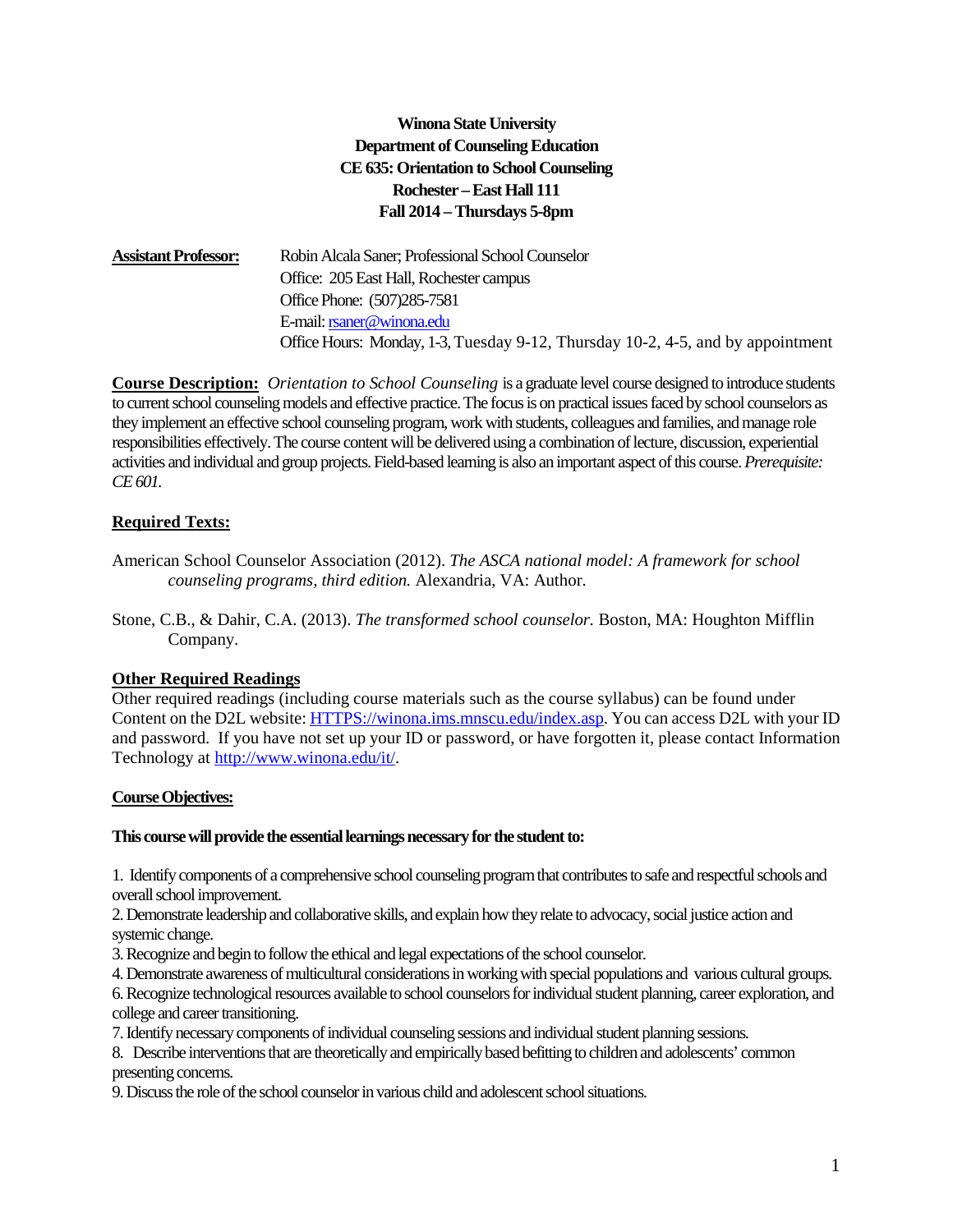**Winona State University**
**Department of Counseling Education**
**CE 635: Orientation to School Counseling**
**Rochester – East Hall 111**
**Fall 2014 – Thursdays 5-8pm**

**Assistant Professor:** Robin Alcala Saner; Professional School Counselor
Office: 205 East Hall, Rochester campus
Office Phone: (507)285-7581
E-mail: rsaner@winona.edu
Office Hours: Monday, 1-3, Tuesday 9-12, Thursday 10-2, 4-5, and by appointment

**Course Description:** *Orientation to School Counseling* is a graduate level course designed to introduce students to current school counseling models and effective practice. The focus is on practical issues faced by school counselors as they implement an effective school counseling program, work with students, colleagues and families, and manage role responsibilities effectively. The course content will be delivered using a combination of lecture, discussion, experiential activities and individual and group projects. Field-based learning is also an important aspect of this course. *Prerequisite: CE 601.*

## Required Texts:

American School Counselor Association (2012). *The ASCA national model: A framework for school counseling programs, third edition.* Alexandria, VA: Author.

Stone, C.B., & Dahir, C.A. (2013). *The transformed school counselor.* Boston, MA: Houghton Mifflin Company.

## Other Required Readings

Other required readings (including course materials such as the course syllabus) can be found under Content on the D2L website: HTTPS://winona.ims.mnscu.edu/index.asp. You can access D2L with your ID and password. If you have not set up your ID or password, or have forgotten it, please contact Information Technology at http://www.winona.edu/it/.

## Course Objectives:

**This course will provide the essential learnings necessary for the student to:**

1. Identify components of a comprehensive school counseling program that contributes to safe and respectful schools and overall school improvement.
2. Demonstrate leadership and collaborative skills, and explain how they relate to advocacy, social justice action and systemic change.
3. Recognize and begin to follow the ethical and legal expectations of the school counselor.
4. Demonstrate awareness of multicultural considerations in working with special populations and various cultural groups.
6. Recognize technological resources available to school counselors for individual student planning, career exploration, and college and career transitioning.
7. Identify necessary components of individual counseling sessions and individual student planning sessions.
8. Describe interventions that are theoretically and empirically based befitting to children and adolescents' common presenting concerns.
9. Discuss the role of the school counselor in various child and adolescent school situations.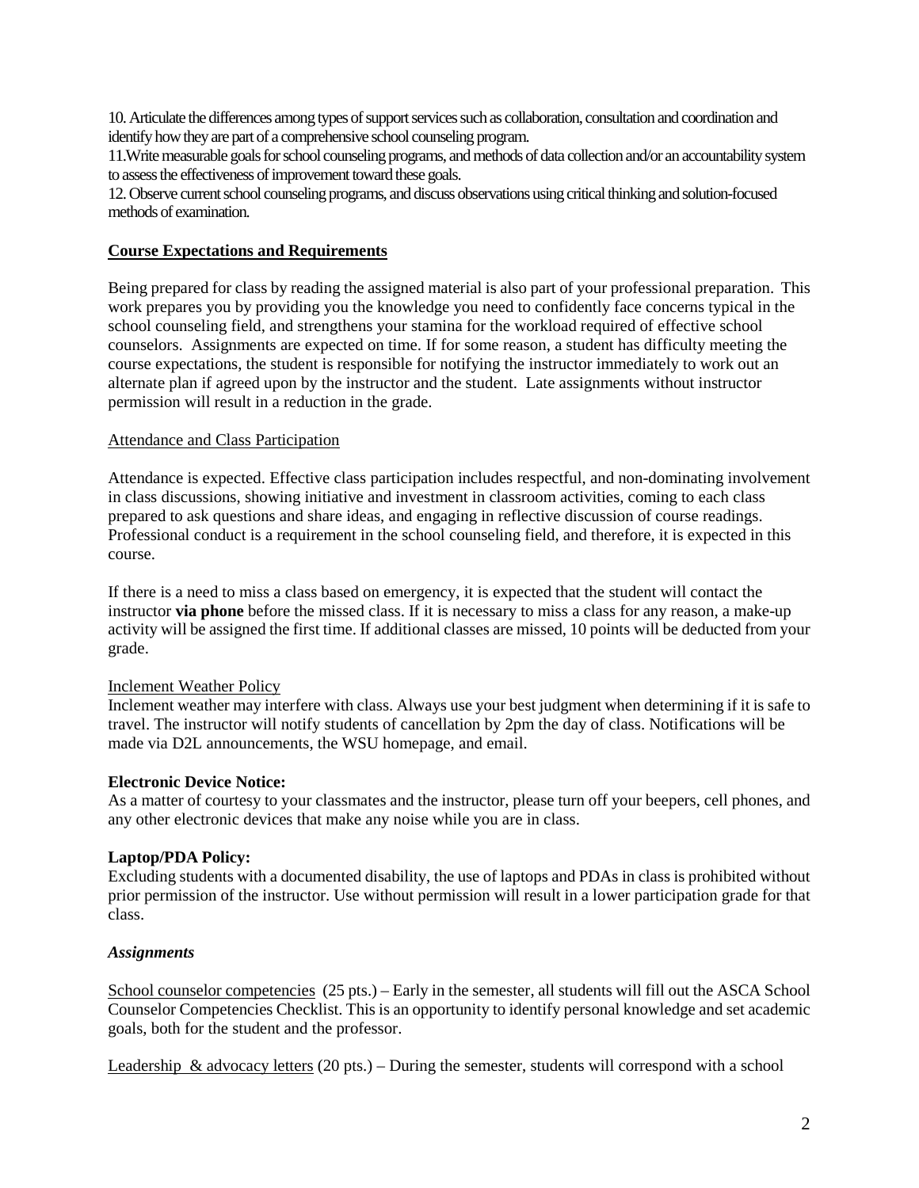10. Articulate the differences among types of support services such as collaboration, consultation and coordination and identify how they are part of a comprehensive school counseling program.
11.Write measurable goals for school counseling programs, and methods of data collection and/or an accountability system to assess the effectiveness of improvement toward these goals.
12. Observe current school counseling programs, and discuss observations using critical thinking and solution-focused methods of examination.

**Course Expectations and Requirements**

Being prepared for class by reading the assigned material is also part of your professional preparation. This work prepares you by providing you the knowledge you need to confidently face concerns typical in the school counseling field, and strengthens your stamina for the workload required of effective school counselors. Assignments are expected on time. If for some reason, a student has difficulty meeting the course expectations, the student is responsible for notifying the instructor immediately to work out an alternate plan if agreed upon by the instructor and the student. Late assignments without instructor permission will result in a reduction in the grade.

Attendance and Class Participation

Attendance is expected. Effective class participation includes respectful, and non-dominating involvement in class discussions, showing initiative and investment in classroom activities, coming to each class prepared to ask questions and share ideas, and engaging in reflective discussion of course readings. Professional conduct is a requirement in the school counseling field, and therefore, it is expected in this course.

If there is a need to miss a class based on emergency, it is expected that the student will contact the instructor **via phone** before the missed class. If it is necessary to miss a class for any reason, a make-up activity will be assigned the first time. If additional classes are missed, 10 points will be deducted from your grade.

Inclement Weather Policy
Inclement weather may interfere with class. Always use your best judgment when determining if it is safe to travel. The instructor will notify students of cancellation by 2pm the day of class. Notifications will be made via D2L announcements, the WSU homepage, and email.

**Electronic Device Notice:**
As a matter of courtesy to your classmates and the instructor, please turn off your beepers, cell phones, and any other electronic devices that make any noise while you are in class.

**Laptop/PDA Policy:**
Excluding students with a documented disability, the use of laptops and PDAs in class is prohibited without prior permission of the instructor. Use without permission will result in a lower participation grade for that class.

***Assignments***

School counselor competencies (25 pts.) – Early in the semester, all students will fill out the ASCA School Counselor Competencies Checklist. This is an opportunity to identify personal knowledge and set academic goals, both for the student and the professor.

Leadership & advocacy letters (20 pts.) – During the semester, students will correspond with a school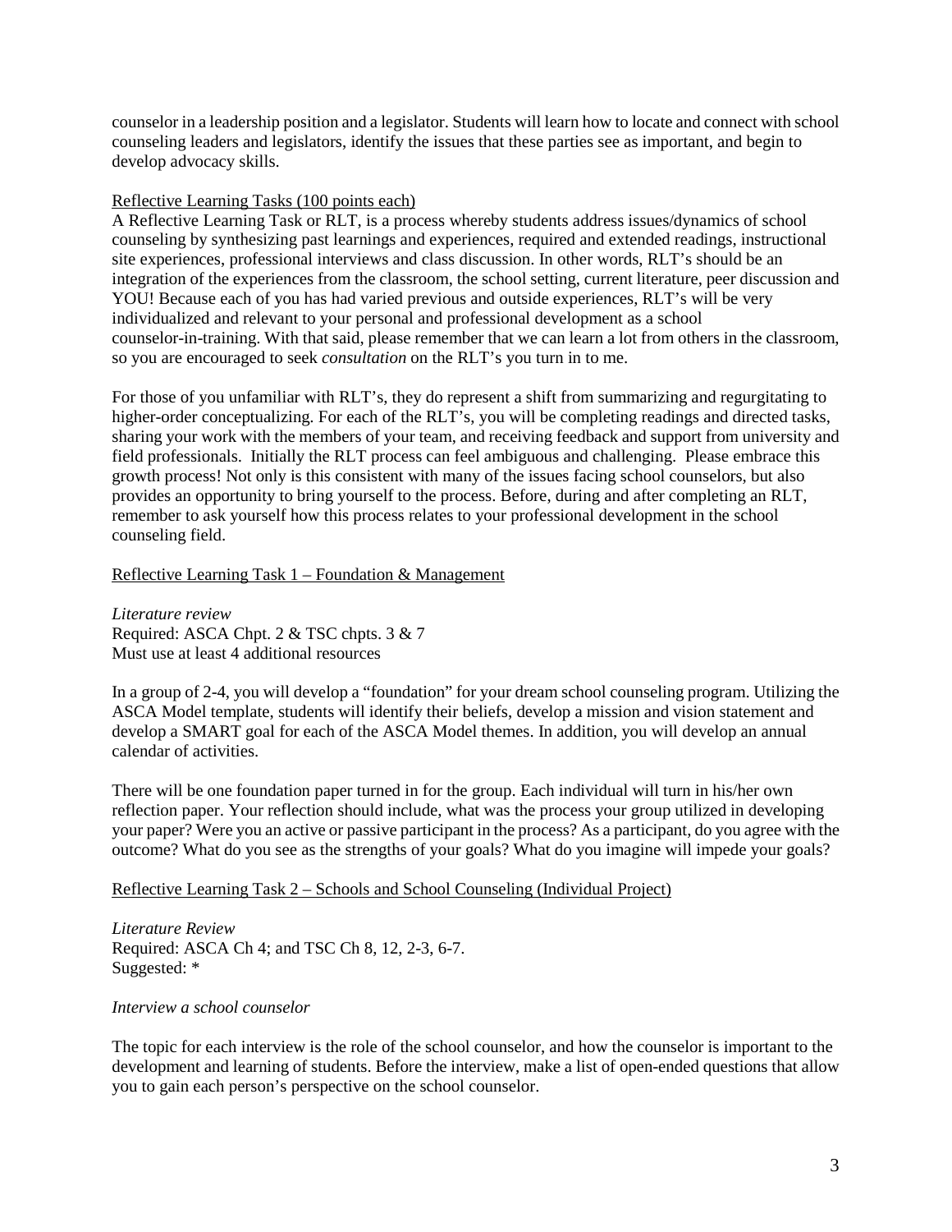counselor in a leadership position and a legislator. Students will learn how to locate and connect with school counseling leaders and legislators, identify the issues that these parties see as important, and begin to develop advocacy skills.

Reflective Learning Tasks (100 points each)

A Reflective Learning Task or RLT, is a process whereby students address issues/dynamics of school counseling by synthesizing past learnings and experiences, required and extended readings, instructional site experiences, professional interviews and class discussion. In other words, RLT's should be an integration of the experiences from the classroom, the school setting, current literature, peer discussion and YOU! Because each of you has had varied previous and outside experiences, RLT's will be very individualized and relevant to your personal and professional development as a school counselor-in-training. With that said, please remember that we can learn a lot from others in the classroom, so you are encouraged to seek *consultation* on the RLT's you turn in to me.

For those of you unfamiliar with RLT's, they do represent a shift from summarizing and regurgitating to higher-order conceptualizing. For each of the RLT's, you will be completing readings and directed tasks, sharing your work with the members of your team, and receiving feedback and support from university and field professionals. Initially the RLT process can feel ambiguous and challenging. Please embrace this growth process! Not only is this consistent with many of the issues facing school counselors, but also provides an opportunity to bring yourself to the process. Before, during and after completing an RLT, remember to ask yourself how this process relates to your professional development in the school counseling field.

Reflective Learning Task 1 – Foundation & Management

*Literature review*
Required: ASCA Chpt. 2 & TSC chpts. 3 & 7
Must use at least 4 additional resources

In a group of 2-4, you will develop a "foundation" for your dream school counseling program. Utilizing the ASCA Model template, students will identify their beliefs, develop a mission and vision statement and develop a SMART goal for each of the ASCA Model themes. In addition, you will develop an annual calendar of activities.

There will be one foundation paper turned in for the group. Each individual will turn in his/her own reflection paper. Your reflection should include, what was the process your group utilized in developing your paper? Were you an active or passive participant in the process? As a participant, do you agree with the outcome? What do you see as the strengths of your goals? What do you imagine will impede your goals?

Reflective Learning Task 2 – Schools and School Counseling (Individual Project)

*Literature Review*
Required: ASCA Ch 4; and TSC Ch 8, 12, 2-3, 6-7.
Suggested: *

*Interview a school counselor*

The topic for each interview is the role of the school counselor, and how the counselor is important to the development and learning of students. Before the interview, make a list of open-ended questions that allow you to gain each person's perspective on the school counselor.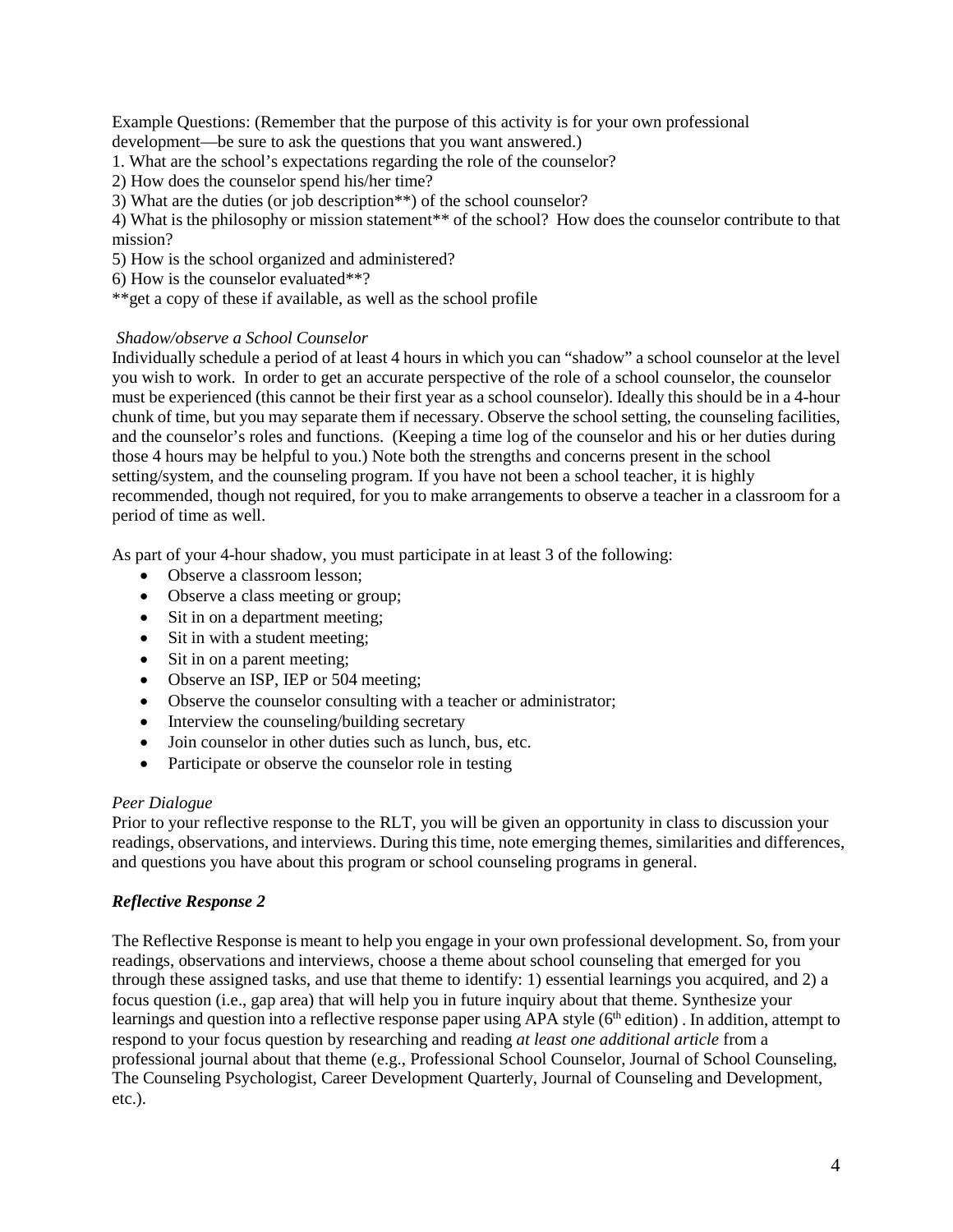Example Questions: (Remember that the purpose of this activity is for your own professional development—be sure to ask the questions that you want answered.)

1. What are the school's expectations regarding the role of the counselor?
2) How does the counselor spend his/her time?
3) What are the duties (or job description**) of the school counselor?
4) What is the philosophy or mission statement** of the school? How does the counselor contribute to that mission?
5) How is the school organized and administered?
6) How is the counselor evaluated**?

**get a copy of these if available, as well as the school profile

*Shadow/observe a School Counselor*

Individually schedule a period of at least 4 hours in which you can "shadow" a school counselor at the level you wish to work. In order to get an accurate perspective of the role of a school counselor, the counselor must be experienced (this cannot be their first year as a school counselor). Ideally this should be in a 4-hour chunk of time, but you may separate them if necessary. Observe the school setting, the counseling facilities, and the counselor's roles and functions. (Keeping a time log of the counselor and his or her duties during those 4 hours may be helpful to you.) Note both the strengths and concerns present in the school setting/system, and the counseling program. If you have not been a school teacher, it is highly recommended, though not required, for you to make arrangements to observe a teacher in a classroom for a period of time as well.

As part of your 4-hour shadow, you must participate in at least 3 of the following:

- Observe a classroom lesson;
- Observe a class meeting or group;
- Sit in on a department meeting;
- Sit in with a student meeting;
- Sit in on a parent meeting;
- Observe an ISP, IEP or 504 meeting;
- Observe the counselor consulting with a teacher or administrator;
- Interview the counseling/building secretary
- Join counselor in other duties such as lunch, bus, etc.
- Participate or observe the counselor role in testing

*Peer Dialogue*

Prior to your reflective response to the RLT, you will be given an opportunity in class to discussion your readings, observations, and interviews. During this time, note emerging themes, similarities and differences, and questions you have about this program or school counseling programs in general.

***Reflective Response 2***

The Reflective Response is meant to help you engage in your own professional development. So, from your readings, observations and interviews, choose a theme about school counseling that emerged for you through these assigned tasks, and use that theme to identify: 1) essential learnings you acquired, and 2) a focus question (i.e., gap area) that will help you in future inquiry about that theme. Synthesize your learnings and question into a reflective response paper using APA style (6th edition) . In addition, attempt to respond to your focus question by researching and reading *at least one additional article* from a professional journal about that theme (e.g., Professional School Counselor, Journal of School Counseling, The Counseling Psychologist, Career Development Quarterly, Journal of Counseling and Development, etc.).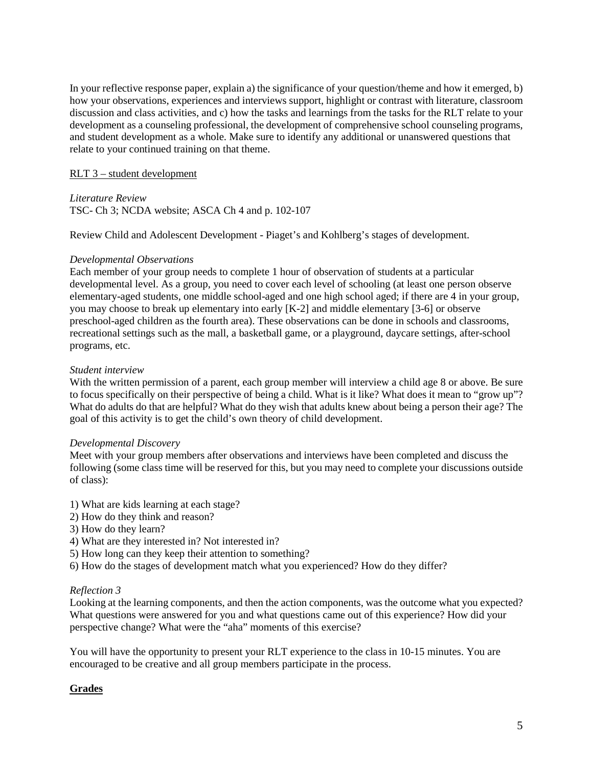In your reflective response paper, explain a) the significance of your question/theme and how it emerged, b) how your observations, experiences and interviews support, highlight or contrast with literature, classroom discussion and class activities, and c) how the tasks and learnings from the tasks for the RLT relate to your development as a counseling professional, the development of comprehensive school counseling programs, and student development as a whole. Make sure to identify any additional or unanswered questions that relate to your continued training on that theme.

<u>RLT 3 – student development</u>

*Literature Review*
TSC- Ch 3; NCDA website; ASCA Ch 4 and p. 102-107

Review Child and Adolescent Development - Piaget's and Kohlberg's stages of development.

*Developmental Observations*
Each member of your group needs to complete 1 hour of observation of students at a particular developmental level. As a group, you need to cover each level of schooling (at least one person observe elementary-aged students, one middle school-aged and one high school aged; if there are 4 in your group, you may choose to break up elementary into early [K-2] and middle elementary [3-6] or observe preschool-aged children as the fourth area). These observations can be done in schools and classrooms, recreational settings such as the mall, a basketball game, or a playground, daycare settings, after-school programs, etc.

*Student interview*
With the written permission of a parent, each group member will interview a child age 8 or above. Be sure to focus specifically on their perspective of being a child. What is it like? What does it mean to "grow up"? What do adults do that are helpful? What do they wish that adults knew about being a person their age? The goal of this activity is to get the child's own theory of child development.

*Developmental Discovery*
Meet with your group members after observations and interviews have been completed and discuss the following (some class time will be reserved for this, but you may need to complete your discussions outside of class):

1) What are kids learning at each stage?
2) How do they think and reason?
3) How do they learn?
4) What are they interested in? Not interested in?
5) How long can they keep their attention to something?
6) How do the stages of development match what you experienced? How do they differ?

*Reflection 3*
Looking at the learning components, and then the action components, was the outcome what you expected? What questions were answered for you and what questions came out of this experience? How did your perspective change? What were the "aha" moments of this exercise?

You will have the opportunity to present your RLT experience to the class in 10-15 minutes. You are encouraged to be creative and all group members participate in the process.

## Grades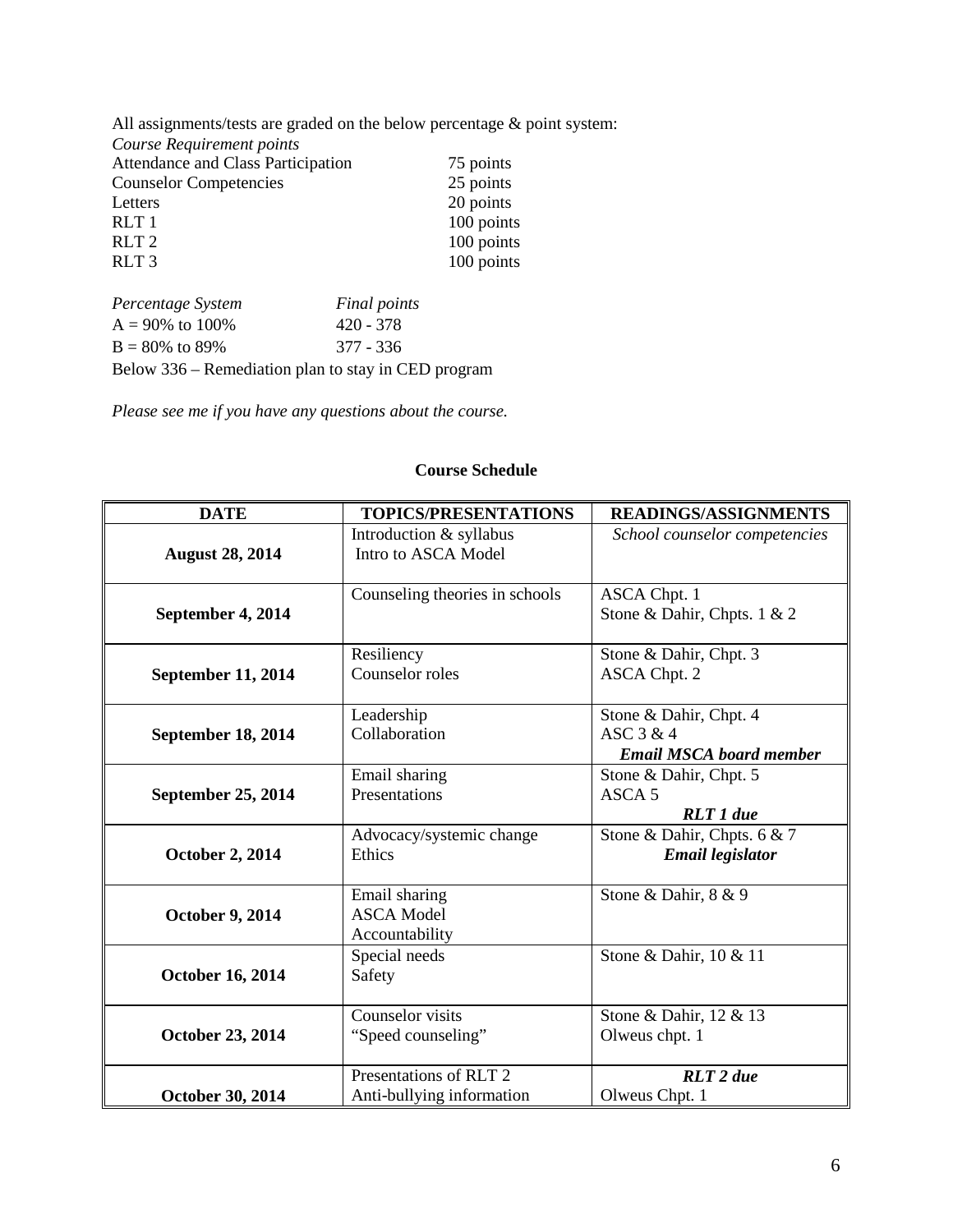All assignments/tests are graded on the below percentage & point system:

*Course Requirement points*

| | |
|---|---|
| Attendance and Class Participation | 75 points |
| Counselor Competencies | 25 points |
| Letters | 20 points |
| RLT 1 | 100 points |
| RLT 2 | 100 points |
| RLT 3 | 100 points |

| *Percentage System* | *Final points* |
|---|---|
| A = 90% to 100% | 420 - 378 |
| B = 80% to 89% | 377 - 336 |

Below 336 – Remediation plan to stay in CED program

*Please see me if you have any questions about the course.*

**Course Schedule**

| DATE | TOPICS/PRESENTATIONS | READINGS/ASSIGNMENTS |
|---|---|---|
| **August 28, 2014** | Introduction & syllabus<br>Intro to ASCA Model | *School counselor competencies* |
| **September 4, 2014** | Counseling theories in schools | ASCA Chpt. 1<br>Stone & Dahir, Chpts. 1 & 2 |
| **September 11, 2014** | Resiliency<br>Counselor roles | Stone & Dahir, Chpt. 3<br>ASCA Chpt. 2 |
| **September 18, 2014** | Leadership<br>Collaboration | Stone & Dahir, Chpt. 4<br>ASC 3 & 4<br>***Email MSCA board member*** |
| **September 25, 2014** | Email sharing<br>Presentations | Stone & Dahir, Chpt. 5<br>ASCA 5<br>***RLT 1 due*** |
| **October 2, 2014** | Advocacy/systemic change<br>Ethics | Stone & Dahir, Chpts. 6 & 7<br>***Email legislator*** |
| **October 9, 2014** | Email sharing<br>ASCA Model<br>Accountability | Stone & Dahir, 8 & 9 |
| **October 16, 2014** | Special needs<br>Safety | Stone & Dahir, 10 & 11 |
| **October 23, 2014** | Counselor visits<br>"Speed counseling" | Stone & Dahir, 12 & 13<br>Olweus chpt. 1 |
| **October 30, 2014** | Presentations of RLT 2<br>Anti-bullying information | ***RLT 2 due***<br>Olweus Chpt. 1 |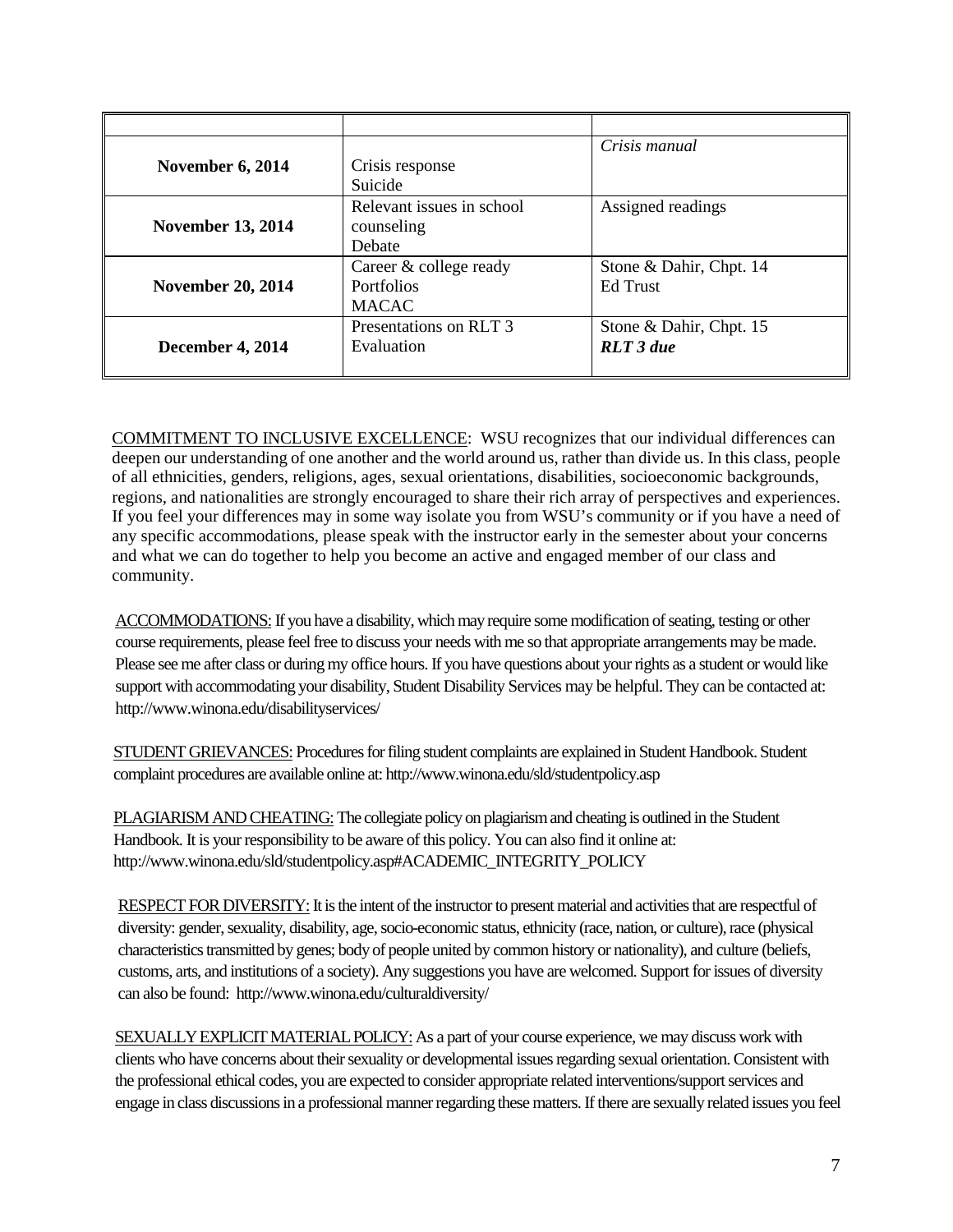| | | |
|---|---|---|
| **November 6, 2014** | Crisis response<br>Suicide | *Crisis manual* |
| **November 13, 2014** | Relevant issues in school counseling<br>Debate | Assigned readings |
| **November 20, 2014** | Career & college ready<br>Portfolios<br>MACAC | Stone & Dahir, Chpt. 14<br>Ed Trust |
| **December 4, 2014** | Presentations on RLT 3<br>Evaluation | Stone & Dahir, Chpt. 15<br>***RLT 3 due*** |

COMMITMENT TO INCLUSIVE EXCELLENCE: WSU recognizes that our individual differences can deepen our understanding of one another and the world around us, rather than divide us. In this class, people of all ethnicities, genders, religions, ages, sexual orientations, disabilities, socioeconomic backgrounds, regions, and nationalities are strongly encouraged to share their rich array of perspectives and experiences. If you feel your differences may in some way isolate you from WSU's community or if you have a need of any specific accommodations, please speak with the instructor early in the semester about your concerns and what we can do together to help you become an active and engaged member of our class and community.

ACCOMMODATIONS: If you have a disability, which may require some modification of seating, testing or other course requirements, please feel free to discuss your needs with me so that appropriate arrangements may be made. Please see me after class or during my office hours. If you have questions about your rights as a student or would like support with accommodating your disability, Student Disability Services may be helpful. They can be contacted at: http://www.winona.edu/disabilityservices/

STUDENT GRIEVANCES: Procedures for filing student complaints are explained in Student Handbook. Student complaint procedures are available online at: http://www.winona.edu/sld/studentpolicy.asp

PLAGIARISM AND CHEATING: The collegiate policy on plagiarism and cheating is outlined in the Student Handbook. It is your responsibility to be aware of this policy. You can also find it online at: http://www.winona.edu/sld/studentpolicy.asp#ACADEMIC_INTEGRITY_POLICY

RESPECT FOR DIVERSITY: It is the intent of the instructor to present material and activities that are respectful of diversity: gender, sexuality, disability, age, socio-economic status, ethnicity (race, nation, or culture), race (physical characteristics transmitted by genes; body of people united by common history or nationality), and culture (beliefs, customs, arts, and institutions of a society). Any suggestions you have are welcomed. Support for issues of diversity can also be found: http://www.winona.edu/culturaldiversity/

SEXUALLY EXPLICIT MATERIAL POLICY: As a part of your course experience, we may discuss work with clients who have concerns about their sexuality or developmental issues regarding sexual orientation. Consistent with the professional ethical codes, you are expected to consider appropriate related interventions/support services and engage in class discussions in a professional manner regarding these matters. If there are sexually related issues you feel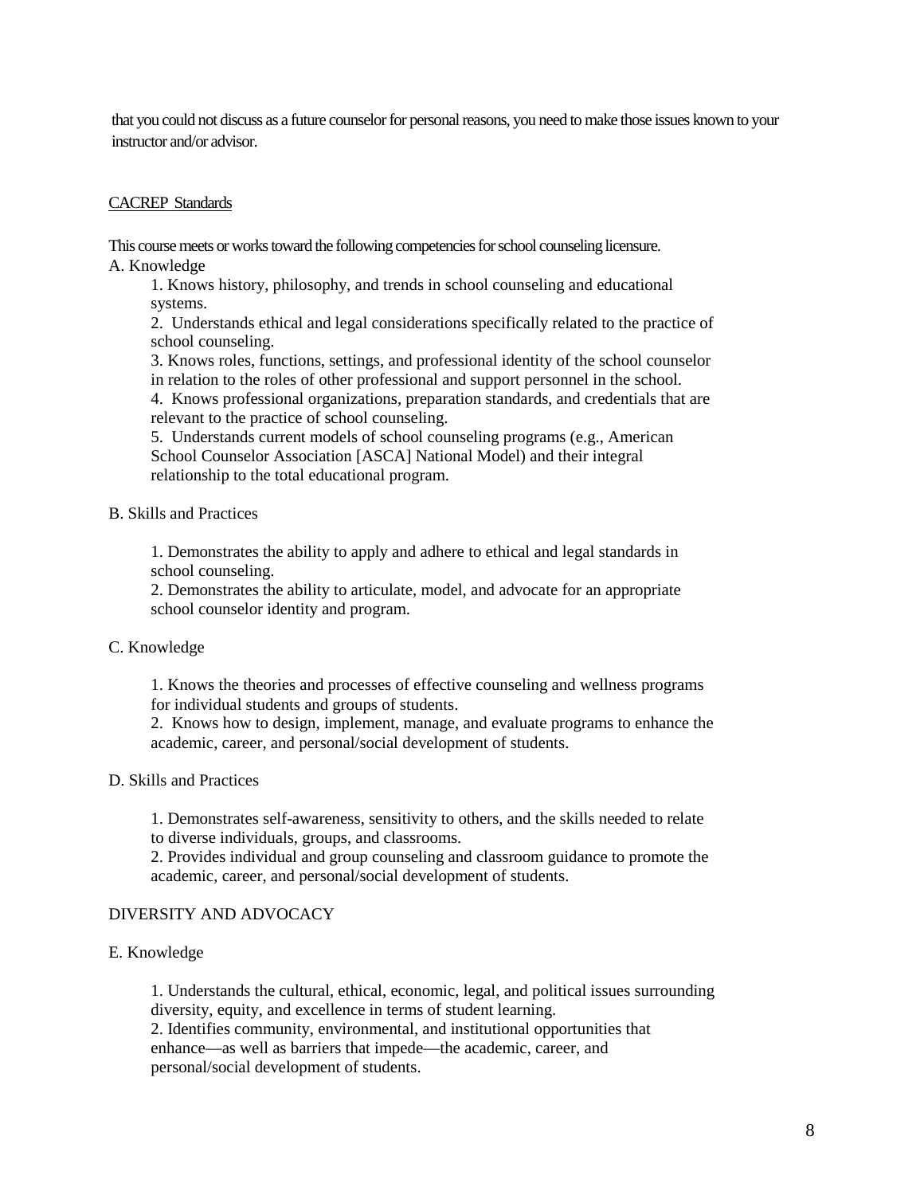that you could not discuss as a future counselor for personal reasons, you need to make those issues known to your instructor and/or advisor.

<u>CACREP Standards</u>

This course meets or works toward the following competencies for school counseling licensure.

A. Knowledge

1. Knows history, philosophy, and trends in school counseling and educational systems.
2. Understands ethical and legal considerations specifically related to the practice of school counseling.
3. Knows roles, functions, settings, and professional identity of the school counselor in relation to the roles of other professional and support personnel in the school.
4. Knows professional organizations, preparation standards, and credentials that are relevant to the practice of school counseling.
5. Understands current models of school counseling programs (e.g., American School Counselor Association [ASCA] National Model) and their integral relationship to the total educational program.

B. Skills and Practices

1. Demonstrates the ability to apply and adhere to ethical and legal standards in school counseling.
2. Demonstrates the ability to articulate, model, and advocate for an appropriate school counselor identity and program.

C. Knowledge

1. Knows the theories and processes of effective counseling and wellness programs for individual students and groups of students.
2. Knows how to design, implement, manage, and evaluate programs to enhance the academic, career, and personal/social development of students.

D. Skills and Practices

1. Demonstrates self-awareness, sensitivity to others, and the skills needed to relate to diverse individuals, groups, and classrooms.
2. Provides individual and group counseling and classroom guidance to promote the academic, career, and personal/social development of students.

DIVERSITY AND ADVOCACY

E. Knowledge

1. Understands the cultural, ethical, economic, legal, and political issues surrounding diversity, equity, and excellence in terms of student learning.
2. Identifies community, environmental, and institutional opportunities that enhance—as well as barriers that impede—the academic, career, and personal/social development of students.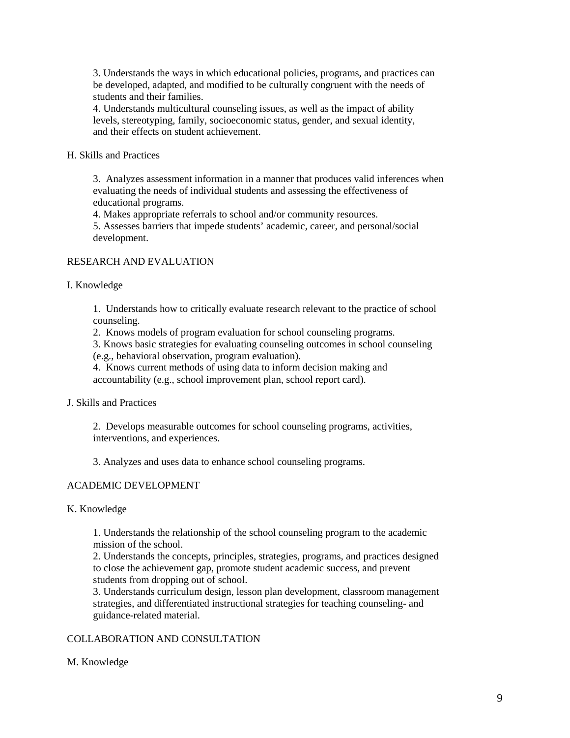3. Understands the ways in which educational policies, programs, and practices can be developed, adapted, and modified to be culturally congruent with the needs of students and their families.
4. Understands multicultural counseling issues, as well as the impact of ability levels, stereotyping, family, socioeconomic status, gender, and sexual identity, and their effects on student achievement.

H. Skills and Practices

3. Analyzes assessment information in a manner that produces valid inferences when evaluating the needs of individual students and assessing the effectiveness of educational programs.
4. Makes appropriate referrals to school and/or community resources.
5. Assesses barriers that impede students' academic, career, and personal/social development.

RESEARCH AND EVALUATION

I. Knowledge

1. Understands how to critically evaluate research relevant to the practice of school counseling.
2. Knows models of program evaluation for school counseling programs.
3. Knows basic strategies for evaluating counseling outcomes in school counseling (e.g., behavioral observation, program evaluation).
4. Knows current methods of using data to inform decision making and accountability (e.g., school improvement plan, school report card).

J. Skills and Practices

2. Develops measurable outcomes for school counseling programs, activities, interventions, and experiences.

3. Analyzes and uses data to enhance school counseling programs.

ACADEMIC DEVELOPMENT

K. Knowledge

1. Understands the relationship of the school counseling program to the academic mission of the school.
2. Understands the concepts, principles, strategies, programs, and practices designed to close the achievement gap, promote student academic success, and prevent students from dropping out of school.
3. Understands curriculum design, lesson plan development, classroom management strategies, and differentiated instructional strategies for teaching counseling- and guidance-related material.

COLLABORATION AND CONSULTATION

M. Knowledge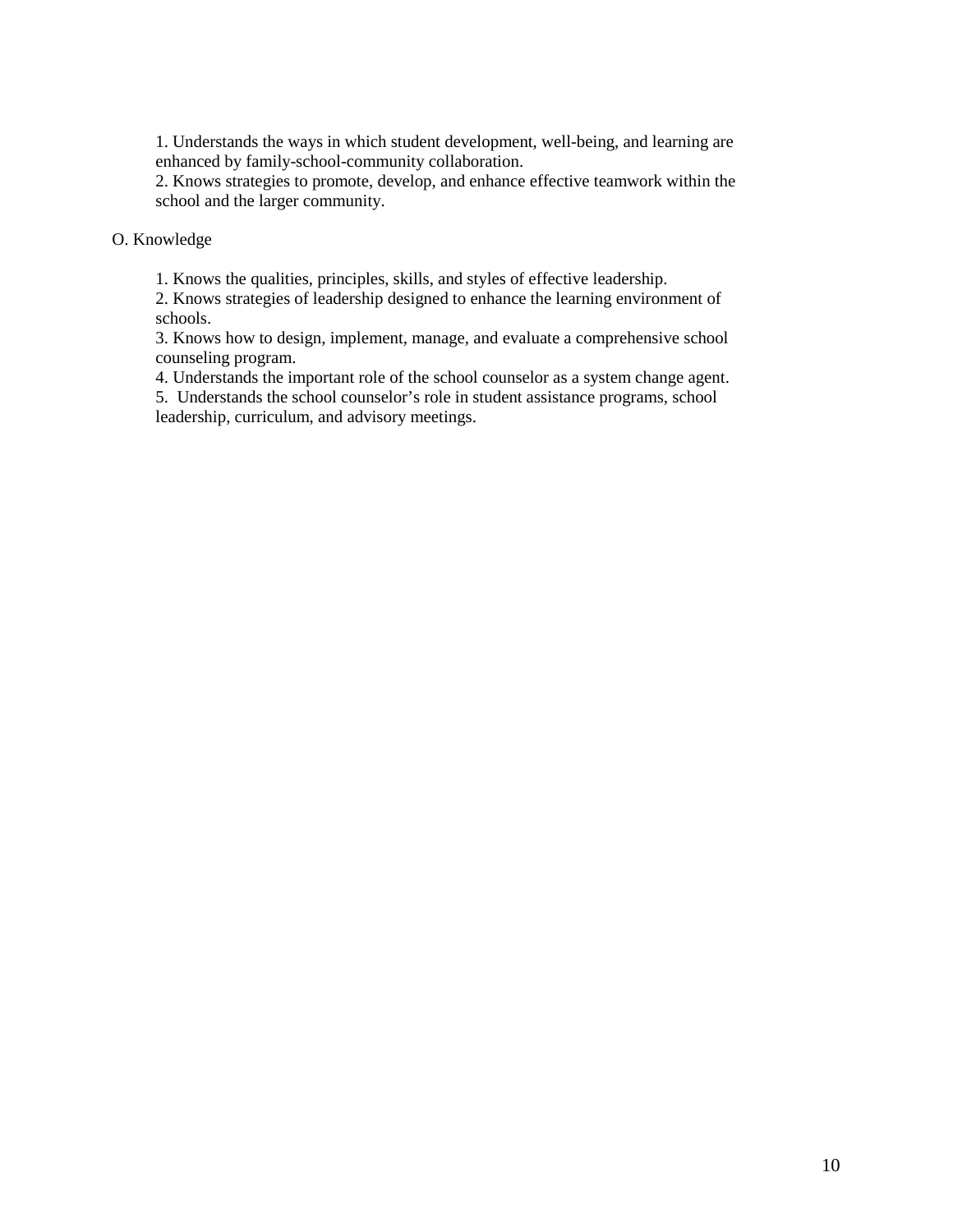1. Understands the ways in which student development, well-being, and learning are enhanced by family-school-community collaboration.
2. Knows strategies to promote, develop, and enhance effective teamwork within the school and the larger community.

O. Knowledge

1. Knows the qualities, principles, skills, and styles of effective leadership.
2. Knows strategies of leadership designed to enhance the learning environment of schools.
3. Knows how to design, implement, manage, and evaluate a comprehensive school counseling program.
4. Understands the important role of the school counselor as a system change agent.
5. Understands the school counselor's role in student assistance programs, school leadership, curriculum, and advisory meetings.